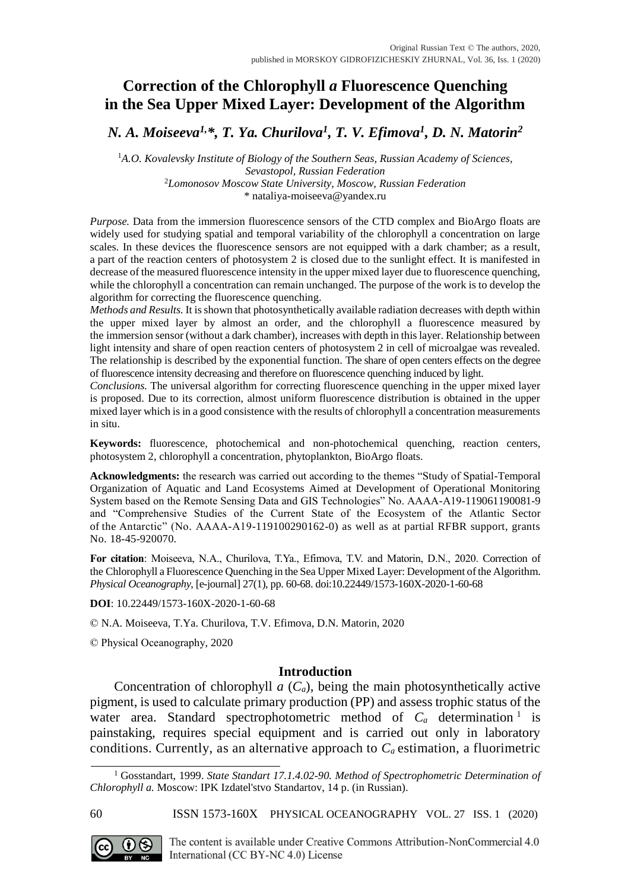Original Russian Text © The authors, 2020,
published in MORSKOY GIDROFIZICHESKIY ZHURNAL, Vol. 36, Iss. 1 (2020)

# Correction of the Chlorophyll *a* Fluorescence Quenching in the Sea Upper Mixed Layer: Development of the Algorithm

***N. A. Moiseeva[1,*], T. Ya. Churilova[1], T. V. Efimova[1], D. N. Matorin[2]***

[1]*A.O. Kovalevsky Institute of Biology of the Southern Seas, Russian Academy of Sciences, Sevastopol, Russian Federation*
[2]*Lomonosov Moscow State University, Moscow, Russian Federation*
* nataliya-moiseeva@yandex.ru

*Purpose.* Data from the immersion fluorescence sensors of the CTD complex and BioArgo floats are widely used for studying spatial and temporal variability of the chlorophyll a concentration on large scales. In these devices the fluorescence sensors are not equipped with a dark chamber; as a result, a part of the reaction centers of photosystem 2 is closed due to the sunlight effect. It is manifested in decrease of the measured fluorescence intensity in the upper mixed layer due to fluorescence quenching, while the chlorophyll a concentration can remain unchanged. The purpose of the work is to develop the algorithm for correcting the fluorescence quenching.
*Methods and Results.* It is shown that photosynthetically available radiation decreases with depth within the upper mixed layer by almost an order, and the chlorophyll a fluorescence measured by the immersion sensor (without a dark chamber), increases with depth in this layer. Relationship between light intensity and share of open reaction centers of photosystem 2 in cell of microalgae was revealed. The relationship is described by the exponential function. The share of open centers effects on the degree of fluorescence intensity decreasing and therefore on fluorescence quenching induced by light.
*Conclusions.* The universal algorithm for correcting fluorescence quenching in the upper mixed layer is proposed. Due to its correction, almost uniform fluorescence distribution is obtained in the upper mixed layer which is in a good consistence with the results of chlorophyll a concentration measurements in situ.

**Keywords:** fluorescence, photochemical and non-photochemical quenching, reaction centers, photosystem 2, chlorophyll a concentration, phytoplankton, BioArgo floats.

**Acknowledgments:** the research was carried out according to the themes "Study of Spatial-Temporal Organization of Aquatic and Land Ecosystems Aimed at Development of Operational Monitoring System based on the Remote Sensing Data and GIS Technologies" No. AAAA-A19-119061190081-9 and "Comprehensive Studies of the Current State of the Ecosystem of the Atlantic Sector of the Antarctic" (No. AAAA-A19-119100290162-0) as well as at partial RFBR support, grants No. 18-45-920070.

**For citation**: Moiseeva, N.A., Churilova, T.Ya., Efimova, T.V. and Matorin, D.N., 2020. Correction of the Chlorophyll a Fluorescence Quenching in the Sea Upper Mixed Layer: Development of the Algorithm. *Physical Oceanography*, [e-journal] 27(1), pp. 60-68. doi:10.22449/1573-160X-2020-1-60-68

**DOI**: 10.22449/1573-160X-2020-1-60-68

© N.A. Moiseeva, T.Ya. Churilova, T.V. Efimova, D.N. Matorin, 2020

© Physical Oceanography, 2020

## Introduction

Concentration of chlorophyll *a* ($C_a$), being the main photosynthetically active pigment, is used to calculate primary production (PP) and assess trophic status of the water area. Standard spectrophotometric method of $C_a$ determination [1] is painstaking, requires special equipment and is carried out only in laboratory conditions. Currently, as an alternative approach to $C_a$ estimation, a fluorimetric

[1] Gosstandart, 1999. *State Standart 17.1.4.02-90. Method of Spectrophotometric Determination of Chlorophyll a.* Moscow: IPK Izdatel'stvo Standartov, 14 p. (in Russian).

The content is available under Creative Commons Attribution-NonCommercial 4.0 International (CC BY-NC 4.0) License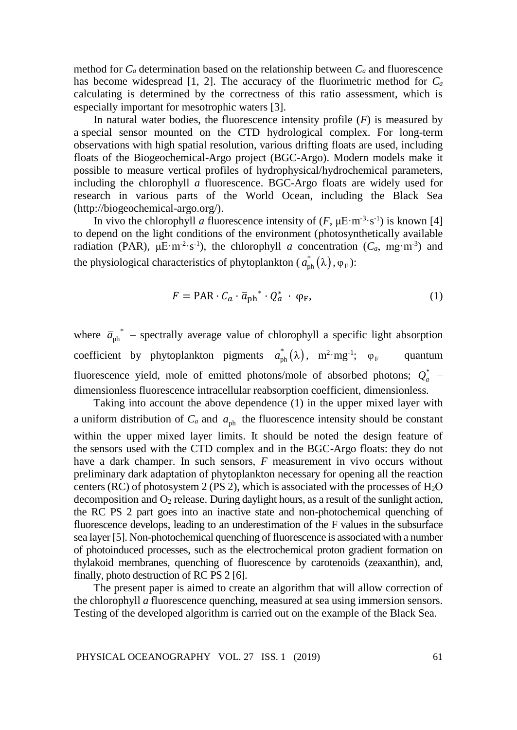method for $C_a$ determination based on the relationship between $C_a$ and fluorescence has become widespread [1, 2]. The accuracy of the fluorimetric method for $C_a$ calculating is determined by the correctness of this ratio assessment, which is especially important for mesotrophic waters [3].

In natural water bodies, the fluorescence intensity profile ($F$) is measured by a special sensor mounted on the CTD hydrological complex. For long-term observations with high spatial resolution, various drifting floats are used, including floats of the Biogeochemical-Argo project (BGC-Argo). Modern models make it possible to measure vertical profiles of hydrophysical/hydrochemical parameters, including the chlorophyll *a* fluorescence. BGC-Argo floats are widely used for research in various parts of the World Ocean, including the Black Sea (http://biogeochemical-argo.org/).

In vivo the chlorophyll *a* fluorescence intensity of ($F$, $\mu E \cdot m^{-3} \cdot s^{-1}$) is known [4] to depend on the light conditions of the environment (photosynthetically available radiation (PAR), $\mu E \cdot m^{-2} \cdot s^{-1}$), the chlorophyll *a* concentration ($C_a$, $mg \cdot m^{-3}$) and the physiological characteristics of phytoplankton ($a^*_{ph}(\lambda)$, $\varphi_F$):

$$F = \text{PAR} \cdot C_a \cdot \bar{a}_{ph}^{\ *} \cdot Q_a^* \cdot \varphi_F, \tag{1}$$

where $\bar{a}_{ph}^{\ *}$ – spectrally average value of chlorophyll a specific light absorption coefficient by phytoplankton pigments $a^*_{ph}(\lambda)$, $m^2 \cdot mg^{-1}$; $\varphi_F$ – quantum fluorescence yield, mole of emitted photons/mole of absorbed photons; $Q_a^*$ – dimensionless fluorescence intracellular reabsorption coefficient, dimensionless.

Taking into account the above dependence (1) in the upper mixed layer with a uniform distribution of $C_a$ and $a_{ph}$ the fluorescence intensity should be constant within the upper mixed layer limits. It should be noted the design feature of the sensors used with the CTD complex and in the BGC-Argo floats: they do not have a dark champer. In such sensors, $F$ measurement in vivo occurs without preliminary dark adaptation of phytoplankton necessary for opening all the reaction centers (RC) of photosystem 2 (PS 2), which is associated with the processes of $H_2O$ decomposition and $O_2$ release. During daylight hours, as a result of the sunlight action, the RC PS 2 part goes into an inactive state and non-photochemical quenching of fluorescence develops, leading to an underestimation of the F values in the subsurface sea layer [5]. Non-photochemical quenching of fluorescence is associated with a number of photoinduced processes, such as the electrochemical proton gradient formation on thylakoid membranes, quenching of fluorescence by carotenoids (zeaxanthin), and, finally, photo destruction of RC PS 2 [6].

The present paper is aimed to create an algorithm that will allow correction of the chlorophyll *a* fluorescence quenching, measured at sea using immersion sensors. Testing of the developed algorithm is carried out on the example of the Black Sea.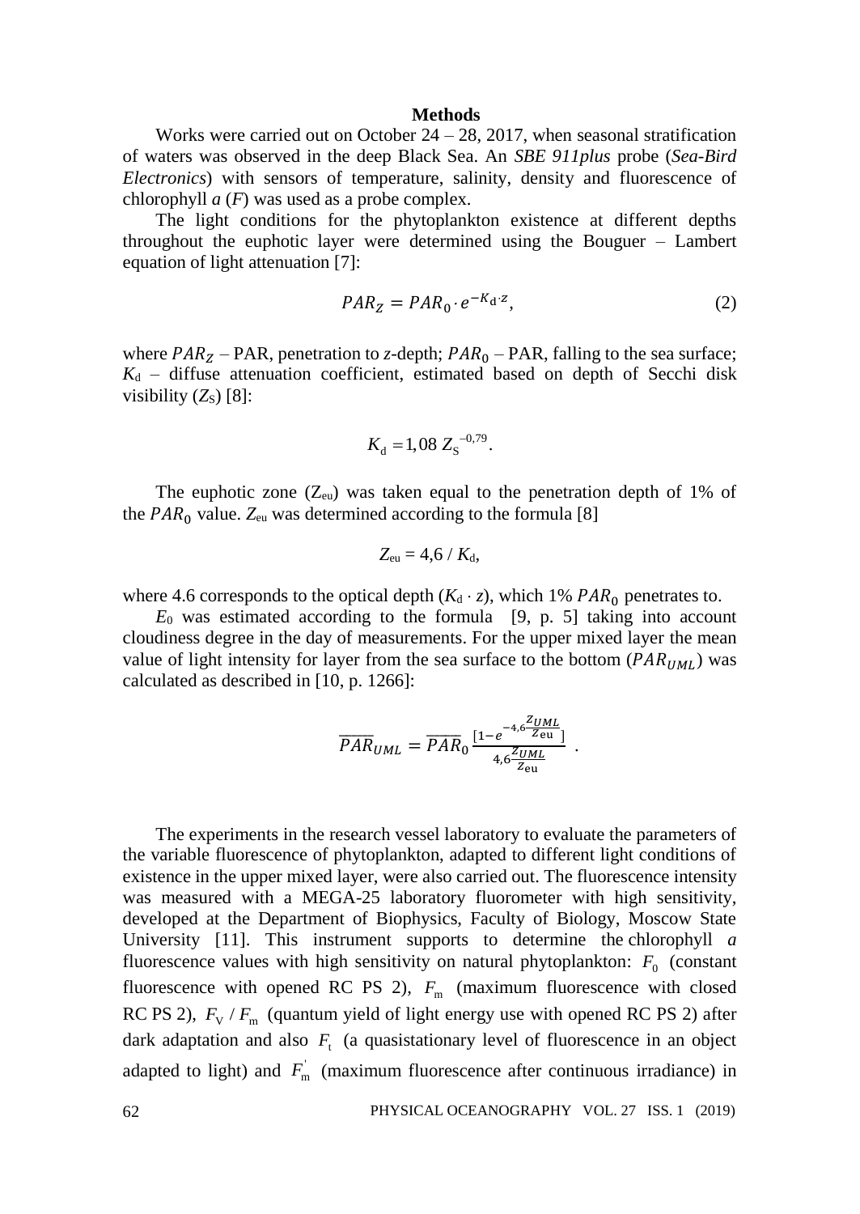## Methods

Works were carried out on October 24 – 28, 2017, when seasonal stratification of waters was observed in the deep Black Sea. An *SBE 911plus* probe (*Sea-Bird Electronics*) with sensors of temperature, salinity, density and fluorescence of chlorophyll *a* ($F$) was used as a probe complex.

The light conditions for the phytoplankton existence at different depths throughout the euphotic layer were determined using the Bouguer – Lambert equation of light attenuation [7]:

$$PAR_Z = PAR_0 \cdot e^{-K_\mathrm{d} \cdot z}, \tag{2}$$

where $PAR_Z$ – PAR, penetration to *z*-depth; $PAR_0$ – PAR, falling to the sea surface; $K_\mathrm{d}$ – diffuse attenuation coefficient, estimated based on depth of Secchi disk visibility ($Z_\mathrm{S}$) [8]:

$$K_\mathrm{d} = 1{,}08\ Z_\mathrm{S}^{-0{,}79}.$$

The euphotic zone ($Z_\mathrm{eu}$) was taken equal to the penetration depth of 1% of the $PAR_0$ value. $Z_\mathrm{eu}$ was determined according to the formula [8]

$$Z_\mathrm{eu} = 4{,}6 / K_\mathrm{d},$$

where 4.6 corresponds to the optical depth ($K_\mathrm{d} \cdot z$), which 1% $PAR_0$ penetrates to.

$E_0$ was estimated according to the formula [9, p. 5] taking into account cloudiness degree in the day of measurements. For the upper mixed layer the mean value of light intensity for layer from the sea surface to the bottom ($PAR_{UML}$) was calculated as described in [10, p. 1266]:

$$\overline{PAR}_{UML} = \overline{PAR}_0 \frac{[1 - e^{-4{,}6 \frac{Z_{UML}}{Z_\mathrm{eu}}}]}{4{,}6 \frac{Z_{UML}}{Z_\mathrm{eu}}}\ .$$

The experiments in the research vessel laboratory to evaluate the parameters of the variable fluorescence of phytoplankton, adapted to different light conditions of existence in the upper mixed layer, were also carried out. The fluorescence intensity was measured with a MEGA-25 laboratory fluorometer with high sensitivity, developed at the Department of Biophysics, Faculty of Biology, Moscow State University [11]. This instrument supports to determine the chlorophyll *a* fluorescence values with high sensitivity on natural phytoplankton: $F_0$ (constant fluorescence with opened RC PS 2), $F_\mathrm{m}$ (maximum fluorescence with closed RC PS 2), $F_\mathrm{V} / F_\mathrm{m}$ (quantum yield of light energy use with opened RC PS 2) after dark adaptation and also $F_\mathrm{t}$ (a quasistationary level of fluorescence in an object adapted to light) and $F_\mathrm{m}^{'}$ (maximum fluorescence after continuous irradiance) in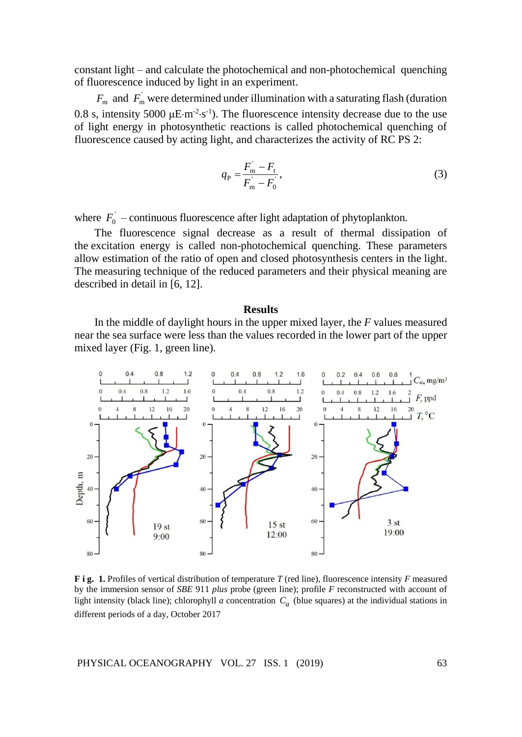constant light – and calculate the photochemical and non-photochemical quenching of fluorescence induced by light in an experiment.

$F_m$ and $F_m^{'}$ were determined under illumination with a saturating flash (duration 0.8 s, intensity 5000 μE·m$^{-2}$·s$^{-1}$). The fluorescence intensity decrease due to the use of light energy in photosynthetic reactions is called photochemical quenching of fluorescence caused by acting light, and characterizes the activity of RC PS 2:

$$q_P = \frac{F_m^{'} - F_t}{F_m^{'} - F_0^{'}}, \tag{3}$$

where $F_0^{'}$ – continuous fluorescence after light adaptation of phytoplankton.

The fluorescence signal decrease as a result of thermal dissipation of the excitation energy is called non-photochemical quenching. These parameters allow estimation of the ratio of open and closed photosynthesis centers in the light. The measuring technique of the reduced parameters and their physical meaning are described in detail in [6, 12].

## Results

In the middle of daylight hours in the upper mixed layer, the $F$ values measured near the sea surface were less than the values recorded in the lower part of the upper mixed layer (Fig. 1, green line).

**F i g. 1.** Profiles of vertical distribution of temperature $T$ (red line), fluorescence intensity $F$ measured by the immersion sensor of *SBE* 911 *plus* probe (green line); profile $F$ reconstructed with account of light intensity (black line); chlorophyll *a* concentration $C_a$ (blue squares) at the individual stations in different periods of a day, October 2017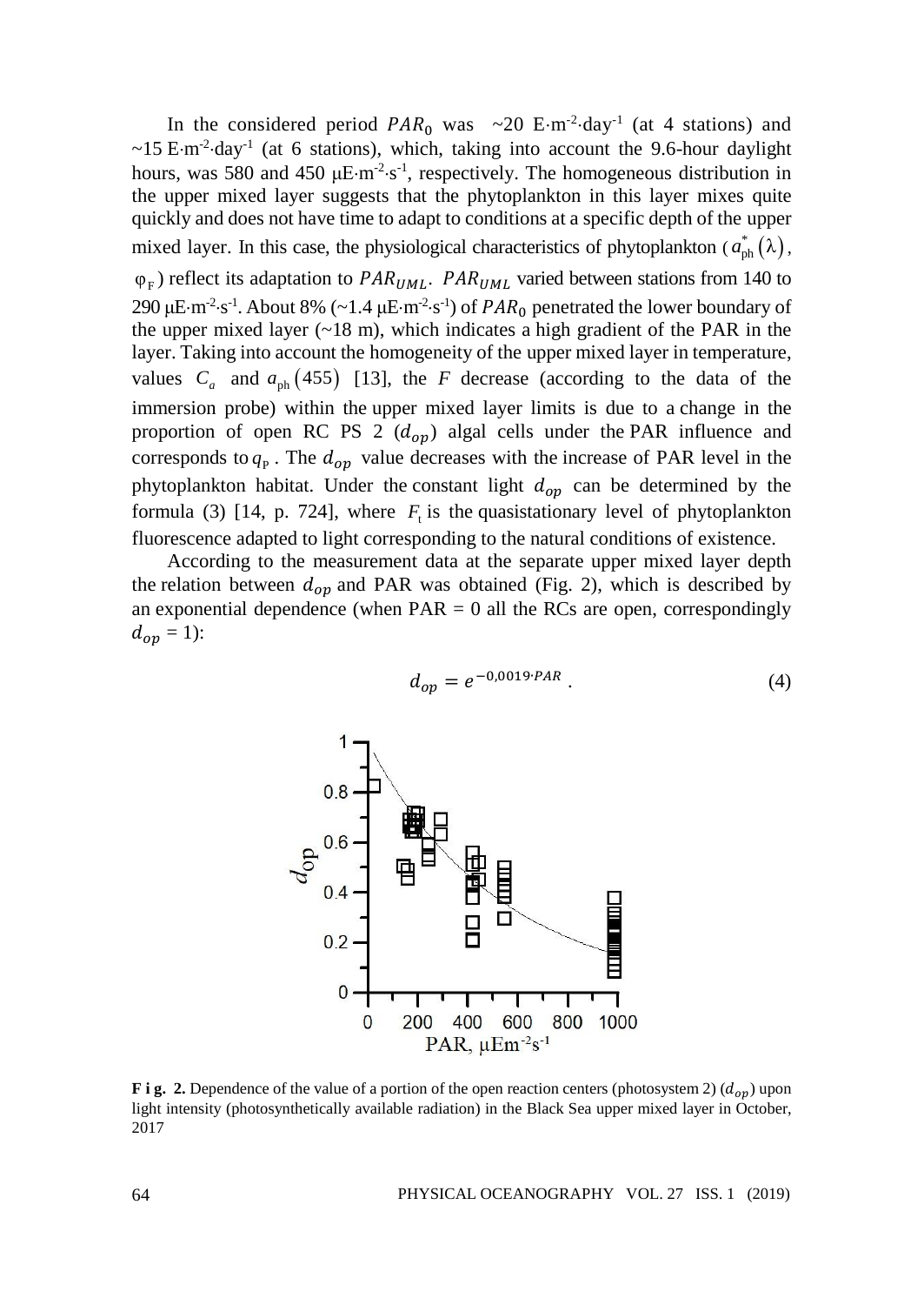In the considered period $PAR_0$ was ~20 E·m$^{-2}$·day$^{-1}$ (at 4 stations) and ~15 E·m$^{-2}$·day$^{-1}$ (at 6 stations), which, taking into account the 9.6-hour daylight hours, was 580 and 450 μE·m$^{-2}$·s$^{-1}$, respectively. The homogeneous distribution in the upper mixed layer suggests that the phytoplankton in this layer mixes quite quickly and does not have time to adapt to conditions at a specific depth of the upper mixed layer. In this case, the physiological characteristics of phytoplankton ($a^*_{\mathrm{ph}}(\lambda)$, $\varphi_{\mathrm{F}}$) reflect its adaptation to $PAR_{UML}$. $PAR_{UML}$ varied between stations from 140 to 290 μE·m$^{-2}$·s$^{-1}$. About 8% (~1.4 μE·m$^{-2}$·s$^{-1}$) of $PAR_0$ penetrated the lower boundary of the upper mixed layer (~18 m), which indicates a high gradient of the PAR in the layer. Taking into account the homogeneity of the upper mixed layer in temperature, values $C_a$ and $a_{\mathrm{ph}}(455)$ [13], the $F$ decrease (according to the data of the immersion probe) within the upper mixed layer limits is due to a change in the proportion of open RC PS 2 ($d_{op}$) algal cells under the PAR influence and corresponds to $q_{\mathrm{P}}$. The $d_{op}$ value decreases with the increase of PAR level in the phytoplankton habitat. Under the constant light $d_{op}$ can be determined by the formula (3) [14, p. 724], where $F_{\mathrm{t}}$ is the quasistationary level of phytoplankton fluorescence adapted to light corresponding to the natural conditions of existence.

According to the measurement data at the separate upper mixed layer depth the relation between $d_{op}$ and PAR was obtained (Fig. 2), which is described by an exponential dependence (when PAR = 0 all the RCs are open, correspondingly $d_{op}$ = 1):

$$d_{op} = e^{-0{,}0019 \cdot PAR}\,. \tag{4}$$

**F i g. 2.** Dependence of the value of a portion of the open reaction centers (photosystem 2) ($d_{op}$) upon light intensity (photosynthetically available radiation) in the Black Sea upper mixed layer in October, 2017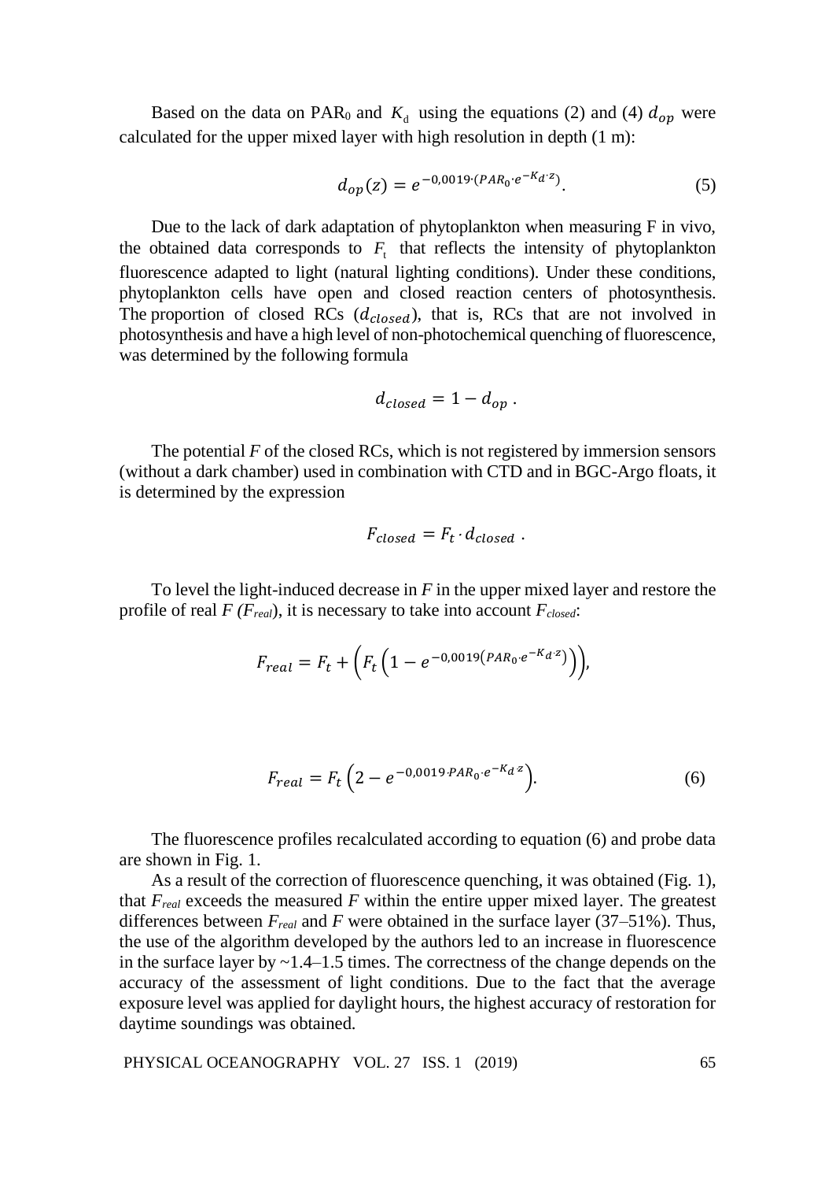Based on the data on $PAR_0$ and $K_d$ using the equations (2) and (4) $d_{op}$ were calculated for the upper mixed layer with high resolution in depth (1 m):

$$d_{op}(z) = e^{-0{,}0019 \cdot (PAR_0 \cdot e^{-K_d \cdot z})}. \quad (5)$$

Due to the lack of dark adaptation of phytoplankton when measuring F in vivo, the obtained data corresponds to $F_t$ that reflects the intensity of phytoplankton fluorescence adapted to light (natural lighting conditions). Under these conditions, phytoplankton cells have open and closed reaction centers of photosynthesis. The proportion of closed RCs ($d_{closed}$), that is, RCs that are not involved in photosynthesis and have a high level of non-photochemical quenching of fluorescence, was determined by the following formula

$$d_{closed} = 1 - d_{op} .$$

The potential *F* of the closed RCs, which is not registered by immersion sensors (without a dark chamber) used in combination with CTD and in BGC-Argo floats, it is determined by the expression

$$F_{closed} = F_t \cdot d_{closed} .$$

To level the light-induced decrease in *F* in the upper mixed layer and restore the profile of real *F* ($F_{real}$), it is necessary to take into account $F_{closed}$:

$$F_{real} = F_t + \left(F_t \left(1 - e^{-0{,}0019\left(PAR_0 \cdot e^{-K_d \cdot z}\right)}\right)\right),$$

$$F_{real} = F_t \left(2 - e^{-0{,}0019 \cdot PAR_0 \cdot e^{-K_d \cdot z}}\right). \quad (6)$$

The fluorescence profiles recalculated according to equation (6) and probe data are shown in Fig. 1.

As a result of the correction of fluorescence quenching, it was obtained (Fig. 1), that $F_{real}$ exceeds the measured *F* within the entire upper mixed layer. The greatest differences between $F_{real}$ and *F* were obtained in the surface layer (37–51%). Thus, the use of the algorithm developed by the authors led to an increase in fluorescence in the surface layer by ~1.4–1.5 times. The correctness of the change depends on the accuracy of the assessment of light conditions. Due to the fact that the average exposure level was applied for daylight hours, the highest accuracy of restoration for daytime soundings was obtained.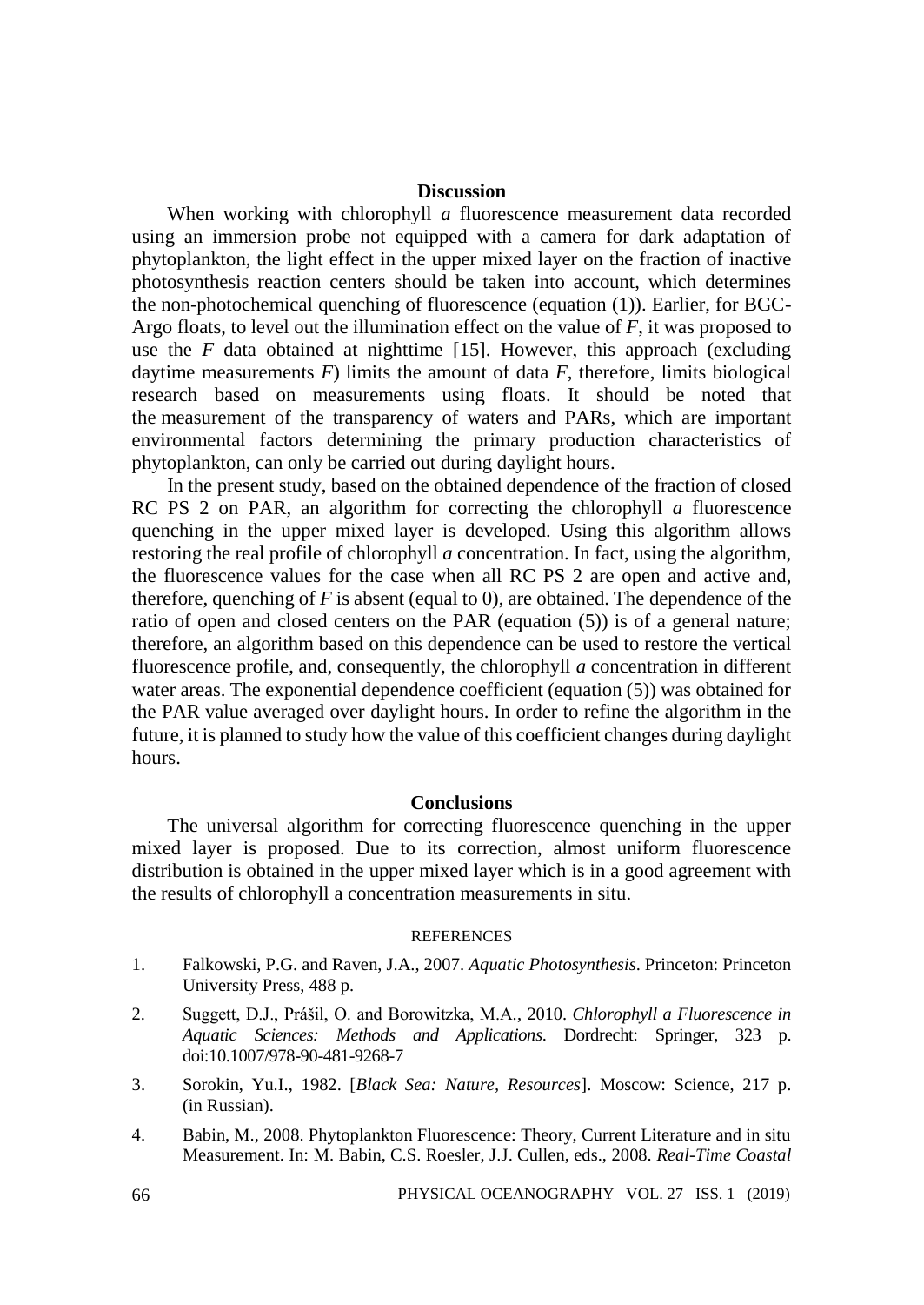## Discussion

When working with chlorophyll *a* fluorescence measurement data recorded using an immersion probe not equipped with a camera for dark adaptation of phytoplankton, the light effect in the upper mixed layer on the fraction of inactive photosynthesis reaction centers should be taken into account, which determines the non-photochemical quenching of fluorescence (equation (1)). Earlier, for BGC-Argo floats, to level out the illumination effect on the value of $F$, it was proposed to use the $F$ data obtained at nighttime [15]. However, this approach (excluding daytime measurements $F$) limits the amount of data $F$, therefore, limits biological research based on measurements using floats. It should be noted that the measurement of the transparency of waters and PARs, which are important environmental factors determining the primary production characteristics of phytoplankton, can only be carried out during daylight hours.

In the present study, based on the obtained dependence of the fraction of closed RC PS 2 on PAR, an algorithm for correcting the chlorophyll *a* fluorescence quenching in the upper mixed layer is developed. Using this algorithm allows restoring the real profile of chlorophyll *a* concentration. In fact, using the algorithm, the fluorescence values for the case when all RC PS 2 are open and active and, therefore, quenching of $F$ is absent (equal to 0), are obtained. The dependence of the ratio of open and closed centers on the PAR (equation (5)) is of a general nature; therefore, an algorithm based on this dependence can be used to restore the vertical fluorescence profile, and, consequently, the chlorophyll *a* concentration in different water areas. The exponential dependence coefficient (equation (5)) was obtained for the PAR value averaged over daylight hours. In order to refine the algorithm in the future, it is planned to study how the value of this coefficient changes during daylight hours.

## Conclusions

The universal algorithm for correcting fluorescence quenching in the upper mixed layer is proposed. Due to its correction, almost uniform fluorescence distribution is obtained in the upper mixed layer which is in a good agreement with the results of chlorophyll a concentration measurements in situ.

### REFERENCES

1. Falkowski, P.G. and Raven, J.A., 2007. *Aquatic Photosynthesis*. Princeton: Princeton University Press, 488 p.
2. Suggett, D.J., Prášil, O. and Borowitzka, M.A., 2010. *Chlorophyll a Fluorescence in Aquatic Sciences: Methods and Applications*. Dordrecht: Springer, 323 p. doi:10.1007/978-90-481-9268-7
3. Sorokin, Yu.I., 1982. [*Black Sea: Nature, Resources*]. Moscow: Science, 217 p. (in Russian).
4. Babin, M., 2008. Phytoplankton Fluorescence: Theory, Current Literature and in situ Measurement. In: M. Babin, C.S. Roesler, J.J. Cullen, eds., 2008. *Real-Time Coastal*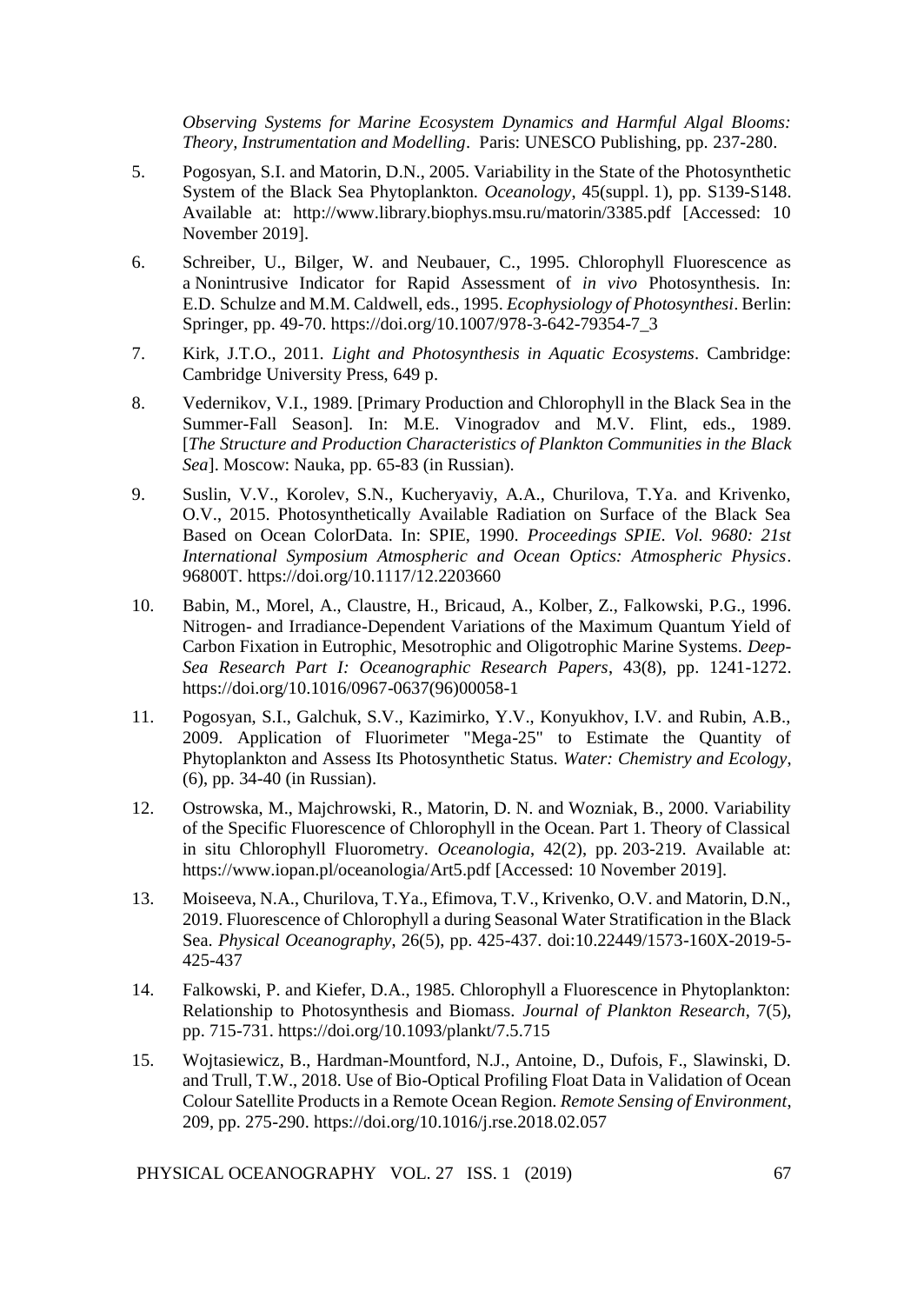*Observing Systems for Marine Ecosystem Dynamics and Harmful Algal Blooms: Theory, Instrumentation and Modelling*. Paris: UNESCO Publishing, pp. 237-280.

5. Pogosyan, S.I. and Matorin, D.N., 2005. Variability in the State of the Photosynthetic System of the Black Sea Phytoplankton. *Oceanology*, 45(suppl. 1), pp. S139-S148. Available at: http://www.library.biophys.msu.ru/matorin/3385.pdf [Accessed: 10 November 2019].

6. Schreiber, U., Bilger, W. and Neubauer, C., 1995. Chlorophyll Fluorescence as a Nonintrusive Indicator for Rapid Assessment of *in vivo* Photosynthesis. In: E.D. Schulze and M.M. Caldwell, eds., 1995. *Ecophysiology of Photosynthesi*. Berlin: Springer, pp. 49-70. https://doi.org/10.1007/978-3-642-79354-7_3

7. Kirk, J.T.O., 2011. *Light and Photosynthesis in Aquatic Ecosystems*. Cambridge: Cambridge University Press, 649 p.

8. Vedernikov, V.I., 1989. [Primary Production and Chlorophyll in the Black Sea in the Summer-Fall Season]. In: M.E. Vinogradov and M.V. Flint, eds., 1989. [*The Structure and Production Characteristics of Plankton Communities in the Black Sea*]. Moscow: Nauka, pp. 65-83 (in Russian).

9. Suslin, V.V., Korolev, S.N., Kucheryaviy, A.A., Churilova, T.Ya. and Krivenko, O.V., 2015. Photosynthetically Available Radiation on Surface of the Black Sea Based on Ocean ColorData. In: SPIE, 1990. *Proceedings SPIE. Vol. 9680: 21st International Symposium Atmospheric and Ocean Optics: Atmospheric Physics*. 96800T. https://doi.org/10.1117/12.2203660

10. Babin, M., Morel, A., Claustre, H., Bricaud, A., Kolber, Z., Falkowski, P.G., 1996. Nitrogen- and Irradiance-Dependent Variations of the Maximum Quantum Yield of Carbon Fixation in Eutrophic, Mesotrophic and Oligotrophic Marine Systems. *Deep-Sea Research Part I: Oceanographic Research Papers*, 43(8), pp. 1241-1272. https://doi.org/10.1016/0967-0637(96)00058-1

11. Pogosyan, S.I., Galchuk, S.V., Kazimirko, Y.V., Konyukhov, I.V. and Rubin, A.B., 2009. Application of Fluorimeter "Mega-25" to Estimate the Quantity of Phytoplankton and Assess Its Photosynthetic Status. *Water: Chemistry and Ecology*, (6), pp. 34-40 (in Russian).

12. Ostrowska, M., Majchrowski, R., Matorin, D. N. and Wozniak, B., 2000. Variability of the Specific Fluorescence of Chlorophyll in the Ocean. Part 1. Theory of Classical in situ Chlorophyll Fluorometry. *Oceanologia*, 42(2), pp. 203-219. Available at: https://www.iopan.pl/oceanologia/Art5.pdf [Accessed: 10 November 2019].

13. Moiseeva, N.A., Churilova, T.Ya., Efimova, T.V., Krivenko, O.V. and Matorin, D.N., 2019. Fluorescence of Chlorophyll a during Seasonal Water Stratification in the Black Sea. *Physical Oceanography*, 26(5), pp. 425-437. doi:10.22449/1573-160X-2019-5-425-437

14. Falkowski, P. and Kiefer, D.A., 1985. Chlorophyll a Fluorescence in Phytoplankton: Relationship to Photosynthesis and Biomass. *Journal of Plankton Research*, 7(5), pp. 715-731. https://doi.org/10.1093/plankt/7.5.715

15. Wojtasiewicz, B., Hardman-Mountford, N.J., Antoine, D., Dufois, F., Slawinski, D. and Trull, T.W., 2018. Use of Bio-Optical Profiling Float Data in Validation of Ocean Colour Satellite Products in a Remote Ocean Region. *Remote Sensing of Environment*, 209, pp. 275-290. https://doi.org/10.1016/j.rse.2018.02.057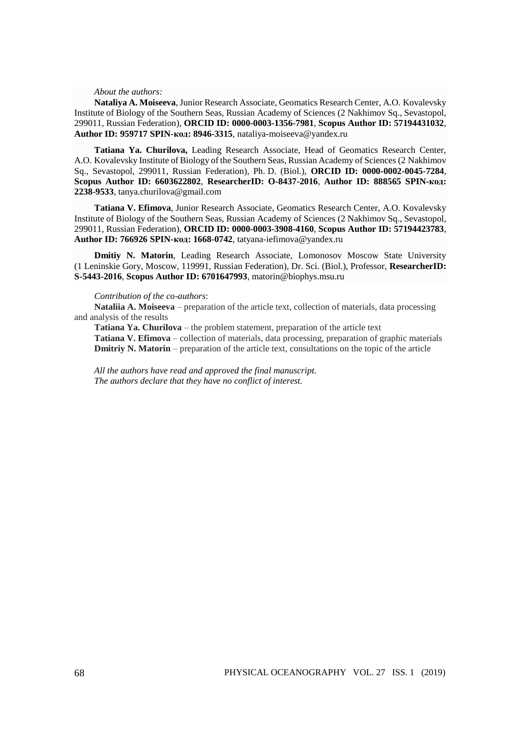*About the authors:*

**Nataliya A. Moiseeva**, Junior Research Associate, Geomatics Research Center, A.O. Kovalevsky Institute of Biology of the Southern Seas, Russian Academy of Sciences (2 Nakhimov Sq., Sevastopol, 299011, Russian Federation), **ORCID ID: 0000-0003-1356-7981**, **Scopus Author ID: 57194431032**, **Author ID: 959717 SPIN-код: 8946-3315**, nataliya-moiseeva@yandex.ru

**Tatiana Ya. Churilova,** Leading Research Associate, Head of Geomatics Research Center, A.O. Kovalevsky Institute of Biology of the Southern Seas, Russian Academy of Sciences (2 Nakhimov Sq., Sevastopol, 299011, Russian Federation), Ph. D. (Biol.), **ORCID ID: 0000-0002-0045-7284**, **Scopus Author ID: 6603622802**, **ResearcherID: O-8437-2016**, **Author ID: 888565 SPIN-код: 2238-9533**, tanya.churilova@gmail.com

**Tatiana V. Efimova**, Junior Research Associate, Geomatics Research Center, A.O. Kovalevsky Institute of Biology of the Southern Seas, Russian Academy of Sciences (2 Nakhimov Sq., Sevastopol, 299011, Russian Federation), **ORCID ID: 0000-0003-3908-4160**, **Scopus Author ID: 57194423783**, **Author ID: 766926 SPIN-код: 1668-0742**, tatyana-iefimova@yandex.ru

**Dmitiy N. Matorin**, Leading Research Associate, Lomonosov Moscow State University (1 Leninskie Gory, Moscow, 119991, Russian Federation), Dr. Sci. (Biol.), Professor, **ResearcherID: S-5443-2016**, **Scopus Author ID: 6701647993**, matorin@biophys.msu.ru

*Contribution of the co-authors*:

**Nataliia A. Moiseeva** – preparation of the article text, collection of materials, data processing and analysis of the results

**Tatiana Ya. Churilova** – the problem statement, preparation of the article text

**Tatiana V. Efimova** – collection of materials, data processing, preparation of graphic materials

**Dmitriy N. Matorin** – preparation of the article text, consultations on the topic of the article

*All the authors have read and approved the final manuscript.*
*The authors declare that they have no conflict of interest.*